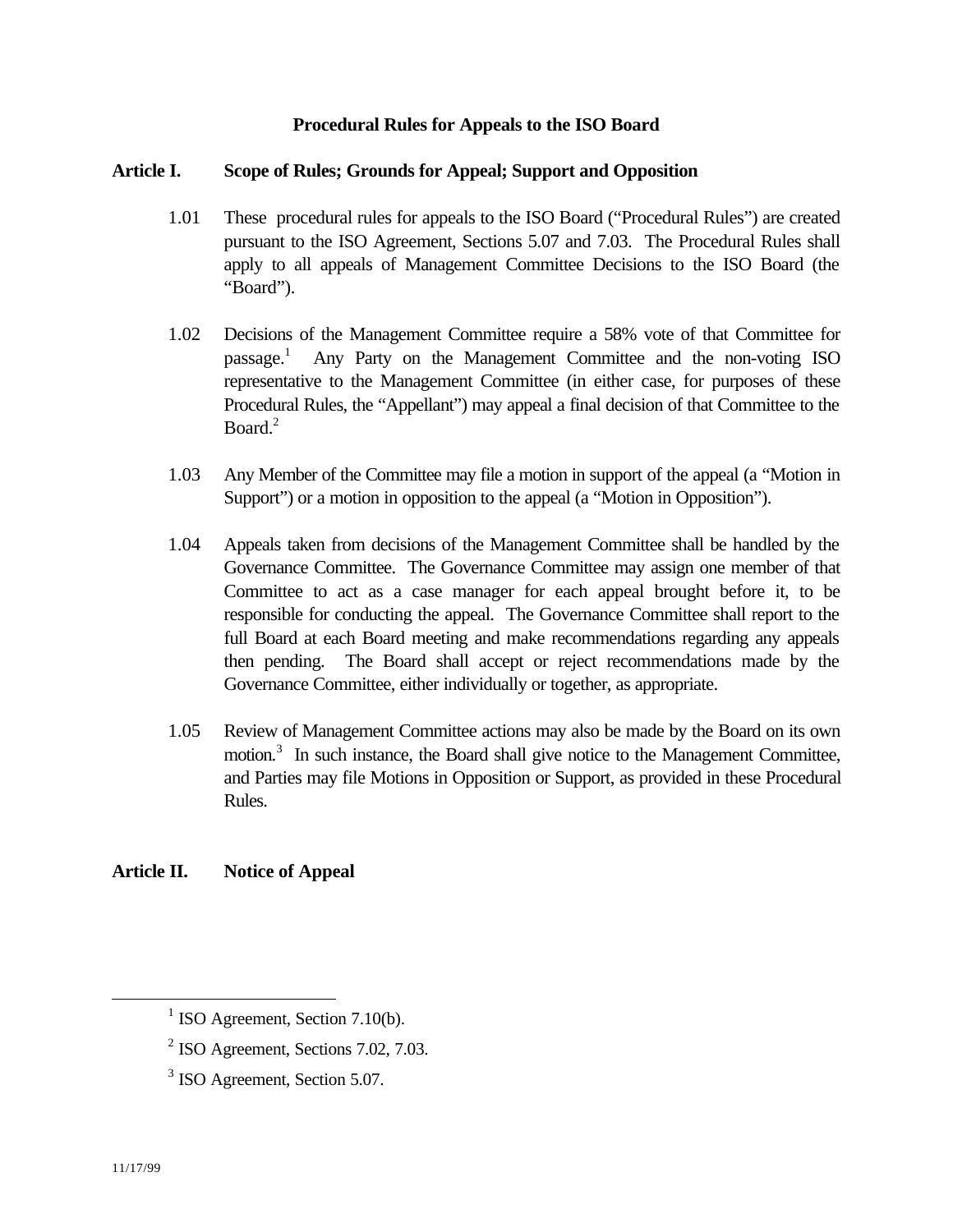# Procedural Rules for Appeals to the ISO Board

## Article I. Scope of Rules; Grounds for Appeal; Support and Opposition

1.01 These procedural rules for appeals to the ISO Board ("Procedural Rules") are created pursuant to the ISO Agreement, Sections 5.07 and 7.03. The Procedural Rules shall apply to all appeals of Management Committee Decisions to the ISO Board (the "Board").

1.02 Decisions of the Management Committee require a 58% vote of that Committee for passage.[1] Any Party on the Management Committee and the non-voting ISO representative to the Management Committee (in either case, for purposes of these Procedural Rules, the "Appellant") may appeal a final decision of that Committee to the Board.[2]

1.03 Any Member of the Committee may file a motion in support of the appeal (a "Motion in Support") or a motion in opposition to the appeal (a "Motion in Opposition").

1.04 Appeals taken from decisions of the Management Committee shall be handled by the Governance Committee. The Governance Committee may assign one member of that Committee to act as a case manager for each appeal brought before it, to be responsible for conducting the appeal. The Governance Committee shall report to the full Board at each Board meeting and make recommendations regarding any appeals then pending. The Board shall accept or reject recommendations made by the Governance Committee, either individually or together, as appropriate.

1.05 Review of Management Committee actions may also be made by the Board on its own motion.[3] In such instance, the Board shall give notice to the Management Committee, and Parties may file Motions in Opposition or Support, as provided in these Procedural Rules.

## Article II. Notice of Appeal

---

[1] ISO Agreement, Section 7.10(b).

[2] ISO Agreement, Sections 7.02, 7.03.

[3] ISO Agreement, Section 5.07.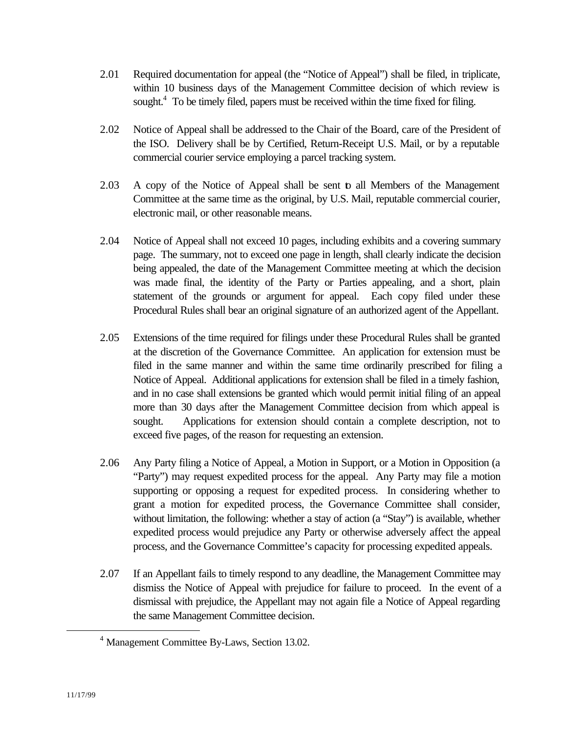2.01 Required documentation for appeal (the "Notice of Appeal") shall be filed, in triplicate, within 10 business days of the Management Committee decision of which review is sought.[4] To be timely filed, papers must be received within the time fixed for filing.

2.02 Notice of Appeal shall be addressed to the Chair of the Board, care of the President of the ISO. Delivery shall be by Certified, Return-Receipt U.S. Mail, or by a reputable commercial courier service employing a parcel tracking system.

2.03 A copy of the Notice of Appeal shall be sent to all Members of the Management Committee at the same time as the original, by U.S. Mail, reputable commercial courier, electronic mail, or other reasonable means.

2.04 Notice of Appeal shall not exceed 10 pages, including exhibits and a covering summary page. The summary, not to exceed one page in length, shall clearly indicate the decision being appealed, the date of the Management Committee meeting at which the decision was made final, the identity of the Party or Parties appealing, and a short, plain statement of the grounds or argument for appeal. Each copy filed under these Procedural Rules shall bear an original signature of an authorized agent of the Appellant.

2.05 Extensions of the time required for filings under these Procedural Rules shall be granted at the discretion of the Governance Committee. An application for extension must be filed in the same manner and within the same time ordinarily prescribed for filing a Notice of Appeal. Additional applications for extension shall be filed in a timely fashion, and in no case shall extensions be granted which would permit initial filing of an appeal more than 30 days after the Management Committee decision from which appeal is sought. Applications for extension should contain a complete description, not to exceed five pages, of the reason for requesting an extension.

2.06 Any Party filing a Notice of Appeal, a Motion in Support, or a Motion in Opposition (a "Party") may request expedited process for the appeal. Any Party may file a motion supporting or opposing a request for expedited process. In considering whether to grant a motion for expedited process, the Governance Committee shall consider, without limitation, the following: whether a stay of action (a "Stay") is available, whether expedited process would prejudice any Party or otherwise adversely affect the appeal process, and the Governance Committee's capacity for processing expedited appeals.

2.07 If an Appellant fails to timely respond to any deadline, the Management Committee may dismiss the Notice of Appeal with prejudice for failure to proceed. In the event of a dismissal with prejudice, the Appellant may not again file a Notice of Appeal regarding the same Management Committee decision.

---

[4] Management Committee By-Laws, Section 13.02.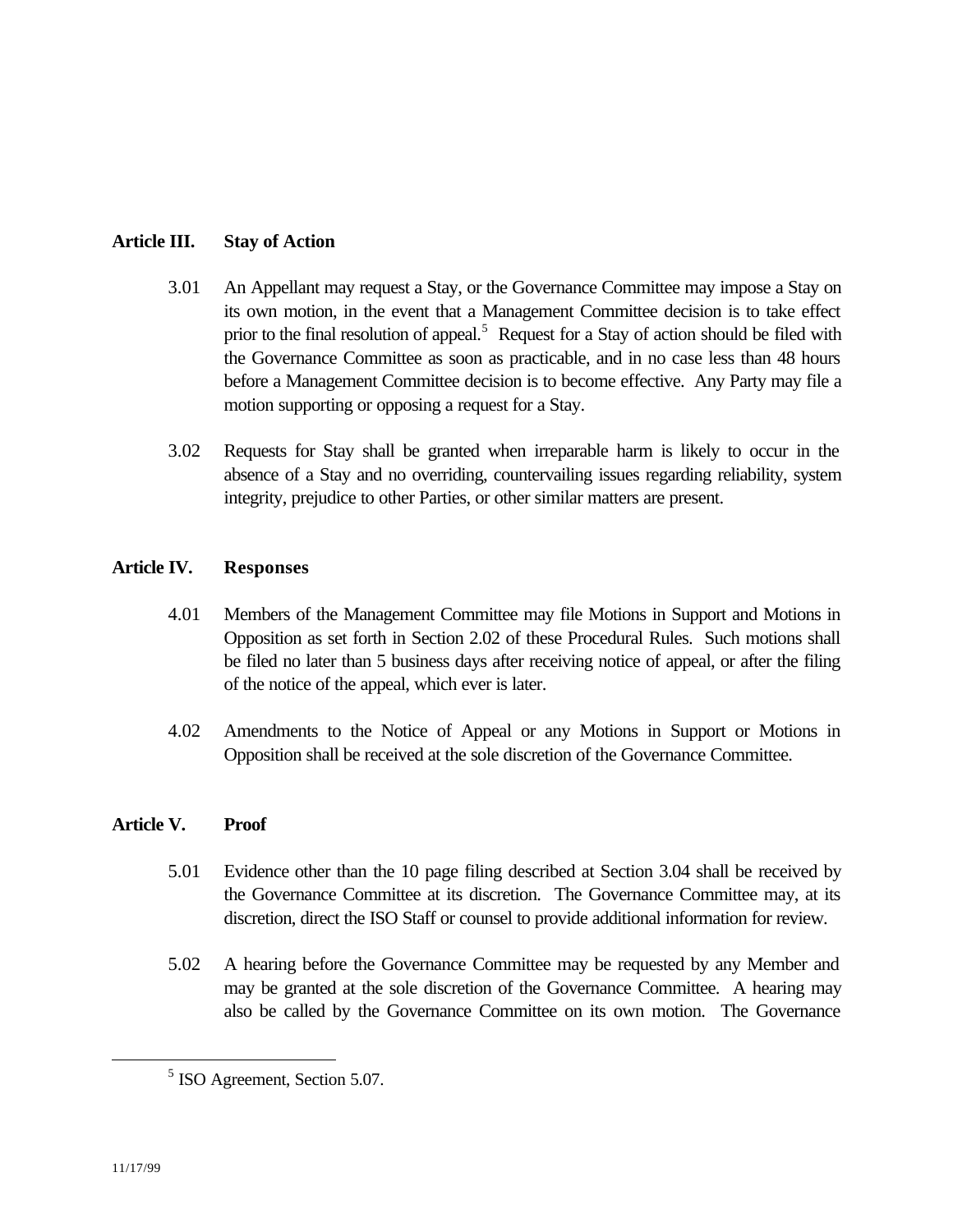## Article III. Stay of Action

3.01 An Appellant may request a Stay, or the Governance Committee may impose a Stay on its own motion, in the event that a Management Committee decision is to take effect prior to the final resolution of appeal.[5] Request for a Stay of action should be filed with the Governance Committee as soon as practicable, and in no case less than 48 hours before a Management Committee decision is to become effective. Any Party may file a motion supporting or opposing a request for a Stay.

3.02 Requests for Stay shall be granted when irreparable harm is likely to occur in the absence of a Stay and no overriding, countervailing issues regarding reliability, system integrity, prejudice to other Parties, or other similar matters are present.

## Article IV. Responses

4.01 Members of the Management Committee may file Motions in Support and Motions in Opposition as set forth in Section 2.02 of these Procedural Rules. Such motions shall be filed no later than 5 business days after receiving notice of appeal, or after the filing of the notice of the appeal, which ever is later.

4.02 Amendments to the Notice of Appeal or any Motions in Support or Motions in Opposition shall be received at the sole discretion of the Governance Committee.

## Article V. Proof

5.01 Evidence other than the 10 page filing described at Section 3.04 shall be received by the Governance Committee at its discretion. The Governance Committee may, at its discretion, direct the ISO Staff or counsel to provide additional information for review.

5.02 A hearing before the Governance Committee may be requested by any Member and may be granted at the sole discretion of the Governance Committee. A hearing may also be called by the Governance Committee on its own motion. The Governance

---

[5] ISO Agreement, Section 5.07.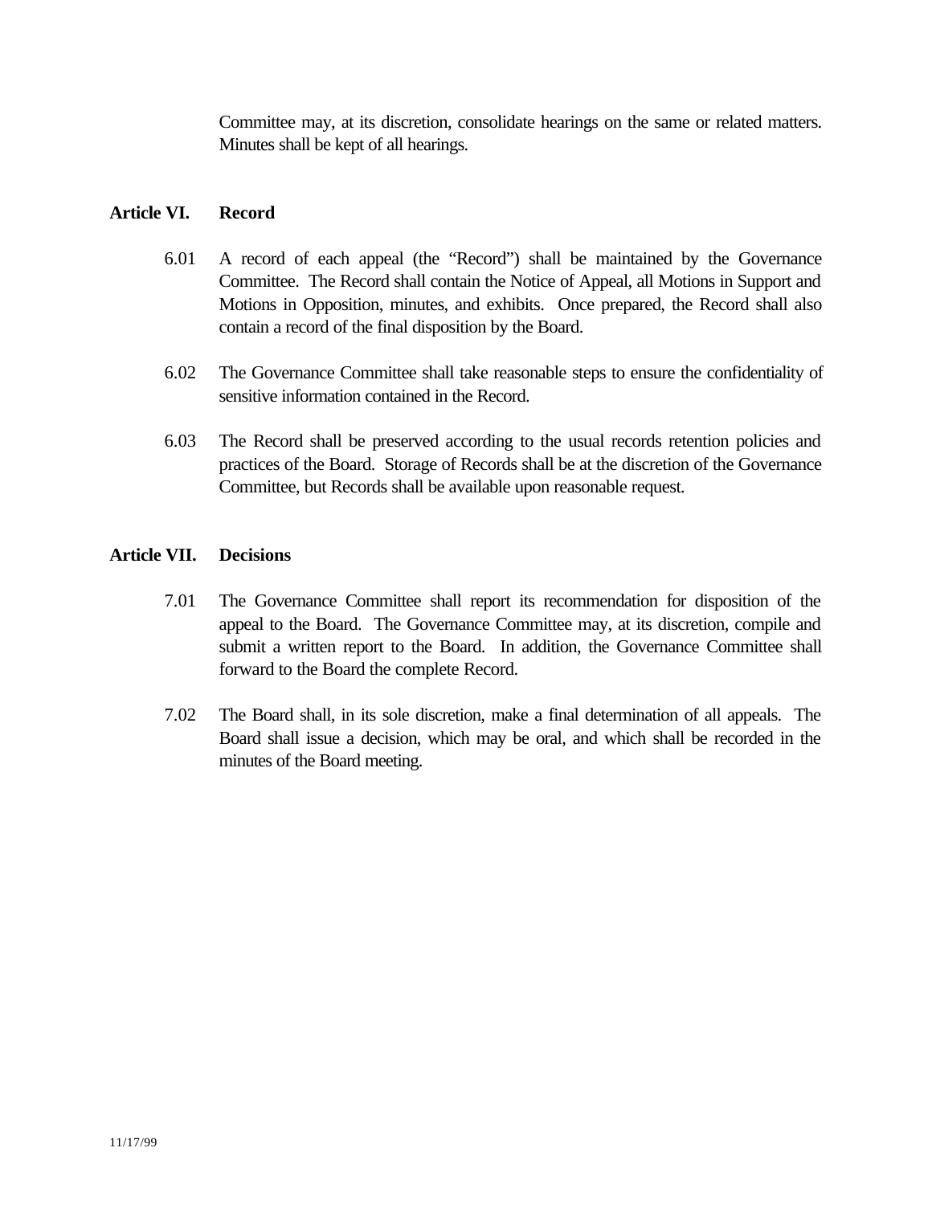Committee may, at its discretion, consolidate hearings on the same or related matters. Minutes shall be kept of all hearings.

## Article VI. Record

6.01 A record of each appeal (the "Record") shall be maintained by the Governance Committee. The Record shall contain the Notice of Appeal, all Motions in Support and Motions in Opposition, minutes, and exhibits. Once prepared, the Record shall also contain a record of the final disposition by the Board.

6.02 The Governance Committee shall take reasonable steps to ensure the confidentiality of sensitive information contained in the Record.

6.03 The Record shall be preserved according to the usual records retention policies and practices of the Board. Storage of Records shall be at the discretion of the Governance Committee, but Records shall be available upon reasonable request.

## Article VII. Decisions

7.01 The Governance Committee shall report its recommendation for disposition of the appeal to the Board. The Governance Committee may, at its discretion, compile and submit a written report to the Board. In addition, the Governance Committee shall forward to the Board the complete Record.

7.02 The Board shall, in its sole discretion, make a final determination of all appeals. The Board shall issue a decision, which may be oral, and which shall be recorded in the minutes of the Board meeting.